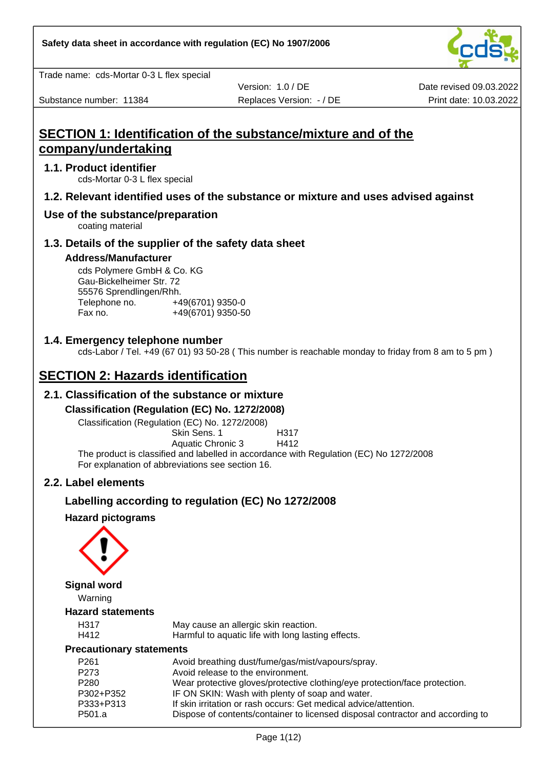Safety data sheet in accordance with regulation (EC) No 1907/2006

Trade name: cds-Mortar 0-3 L flex special

| Substance number: 11384 | Version: 1.0 / DE | Date revised 09.03.2022 |
|---|---|---|
| | Replaces Version: - / DE | Print date: 10.03.2022 |

# SECTION 1: Identification of the substance/mixture and of the company/undertaking

## 1.1. Product identifier

cds-Mortar 0-3 L flex special

## 1.2. Relevant identified uses of the substance or mixture and uses advised against

## Use of the substance/preparation

coating material

## 1.3. Details of the supplier of the safety data sheet

### Address/Manufacturer

cds Polymere GmbH & Co. KG
Gau-Bickelheimer Str. 72
55576 Sprendlingen/Rhh.
Telephone no. +49(6701) 9350-0
Fax no. +49(6701) 9350-50

## 1.4. Emergency telephone number

cds-Labor / Tel. +49 (67 01) 93 50-28 ( This number is reachable monday to friday from 8 am to 5 pm )

# SECTION 2: Hazards identification

## 2.1. Classification of the substance or mixture

### Classification (Regulation (EC) No. 1272/2008)

Classification (Regulation (EC) No. 1272/2008)

| | |
|---|---|
| Skin Sens. 1 | H317 |
| Aquatic Chronic 3 | H412 |

The product is classified and labelled in accordance with Regulation (EC) No 1272/2008
For explanation of abbreviations see section 16.

## 2.2. Label elements

### Labelling according to regulation (EC) No 1272/2008

**Hazard pictograms**

**Signal word**

Warning

**Hazard statements**

| | |
|---|---|
| H317 | May cause an allergic skin reaction. |
| H412 | Harmful to aquatic life with long lasting effects. |

**Precautionary statements**

| | |
|---|---|
| P261 | Avoid breathing dust/fume/gas/mist/vapours/spray. |
| P273 | Avoid release to the environment. |
| P280 | Wear protective gloves/protective clothing/eye protection/face protection. |
| P302+P352 | IF ON SKIN: Wash with plenty of soap and water. |
| P333+P313 | If skin irritation or rash occurs: Get medical advice/attention. |
| P501.a | Dispose of contents/container to licensed disposal contractor and according to |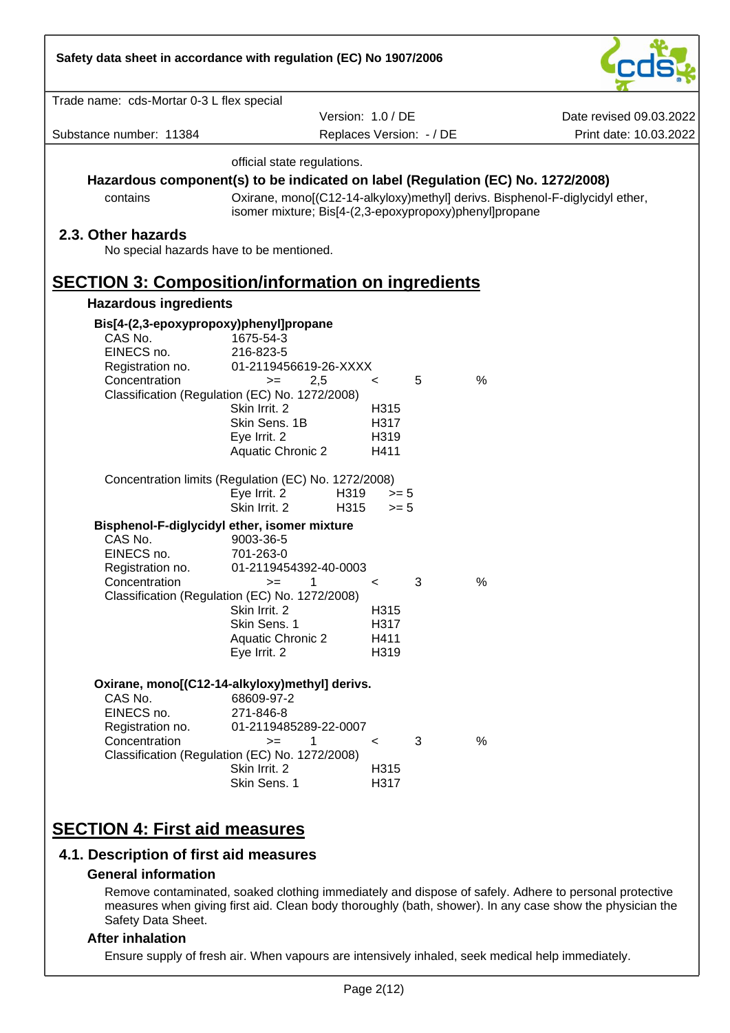official state regulations.

### Hazardous component(s) to be indicated on label (Regulation (EC) No. 1272/2008)

contains: Oxirane, mono[(C12-14-alkyloxy)methyl] derivs. Bisphenol-F-diglycidyl ether, isomer mixture; Bis[4-(2,3-epoxypropoxy)phenyl]propane

## 2.3. Other hazards

No special hazards have to be mentioned.

# SECTION 3: Composition/information on ingredients

### Hazardous ingredients

**Bis[4-(2,3-epoxypropoxy)phenyl]propane**

| | |
|---|---|
| CAS No. | 1675-54-3 |
| EINECS no. | 216-823-5 |
| Registration no. | 01-2119456619-26-XXXX |
| Concentration | >= 2,5 < 5 % |

Classification (Regulation (EC) No. 1272/2008)

| | |
|---|---|
| Skin Irrit. 2 | H315 |
| Skin Sens. 1B | H317 |
| Eye Irrit. 2 | H319 |
| Aquatic Chronic 2 | H411 |

Concentration limits (Regulation (EC) No. 1272/2008)

| | | |
|---|---|---|
| Eye Irrit. 2 | H319 | >= 5 |
| Skin Irrit. 2 | H315 | >= 5 |

**Bisphenol-F-diglycidyl ether, isomer mixture**

| | |
|---|---|
| CAS No. | 9003-36-5 |
| EINECS no. | 701-263-0 |
| Registration no. | 01-2119454392-40-0003 |
| Concentration | >= 1 < 3 % |

Classification (Regulation (EC) No. 1272/2008)

| | |
|---|---|
| Skin Irrit. 2 | H315 |
| Skin Sens. 1 | H317 |
| Aquatic Chronic 2 | H411 |
| Eye Irrit. 2 | H319 |

**Oxirane, mono[(C12-14-alkyloxy)methyl] derivs.**

| | |
|---|---|
| CAS No. | 68609-97-2 |
| EINECS no. | 271-846-8 |
| Registration no. | 01-2119485289-22-0007 |
| Concentration | >= 1 < 3 % |

Classification (Regulation (EC) No. 1272/2008)

| | |
|---|---|
| Skin Irrit. 2 | H315 |
| Skin Sens. 1 | H317 |

# SECTION 4: First aid measures

## 4.1. Description of first aid measures

### General information

Remove contaminated, soaked clothing immediately and dispose of safely. Adhere to personal protective measures when giving first aid. Clean body thoroughly (bath, shower). In any case show the physician the Safety Data Sheet.

### After inhalation

Ensure supply of fresh air. When vapours are intensively inhaled, seek medical help immediately.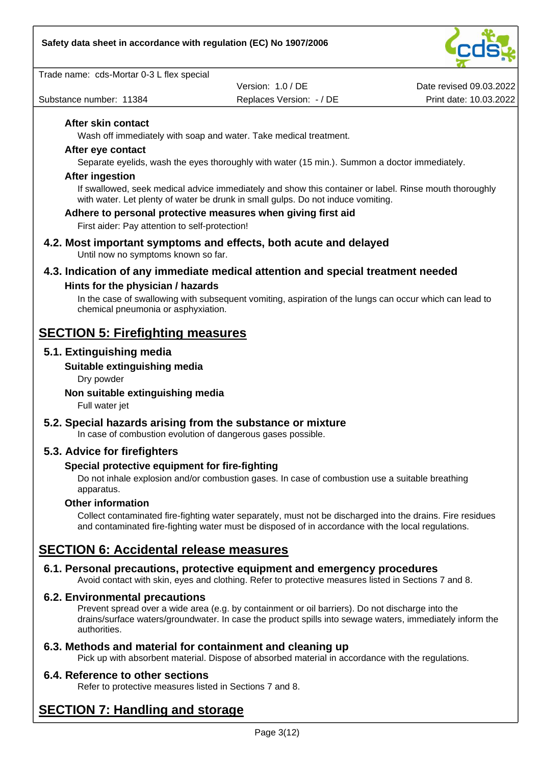#### After skin contact

Wash off immediately with soap and water. Take medical treatment.

#### After eye contact

Separate eyelids, wash the eyes thoroughly with water (15 min.). Summon a doctor immediately.

#### After ingestion

If swallowed, seek medical advice immediately and show this container or label. Rinse mouth thoroughly with water. Let plenty of water be drunk in small gulps. Do not induce vomiting.

#### Adhere to personal protective measures when giving first aid

First aider: Pay attention to self-protection!

### 4.2. Most important symptoms and effects, both acute and delayed

Until now no symptoms known so far.

### 4.3. Indication of any immediate medical attention and special treatment needed

#### Hints for the physician / hazards

In the case of swallowing with subsequent vomiting, aspiration of the lungs can occur which can lead to chemical pneumonia or asphyxiation.

## SECTION 5: Firefighting measures

### 5.1. Extinguishing media

#### Suitable extinguishing media

Dry powder

#### Non suitable extinguishing media

Full water jet

### 5.2. Special hazards arising from the substance or mixture

In case of combustion evolution of dangerous gases possible.

### 5.3. Advice for firefighters

#### Special protective equipment for fire-fighting

Do not inhale explosion and/or combustion gases. In case of combustion use a suitable breathing apparatus.

#### Other information

Collect contaminated fire-fighting water separately, must not be discharged into the drains. Fire residues and contaminated fire-fighting water must be disposed of in accordance with the local regulations.

## SECTION 6: Accidental release measures

### 6.1. Personal precautions, protective equipment and emergency procedures

Avoid contact with skin, eyes and clothing. Refer to protective measures listed in Sections 7 and 8.

### 6.2. Environmental precautions

Prevent spread over a wide area (e.g. by containment or oil barriers). Do not discharge into the drains/surface waters/groundwater. In case the product spills into sewage waters, immediately inform the authorities.

### 6.3. Methods and material for containment and cleaning up

Pick up with absorbent material. Dispose of absorbed material in accordance with the regulations.

### 6.4. Reference to other sections

Refer to protective measures listed in Sections 7 and 8.

## SECTION 7: Handling and storage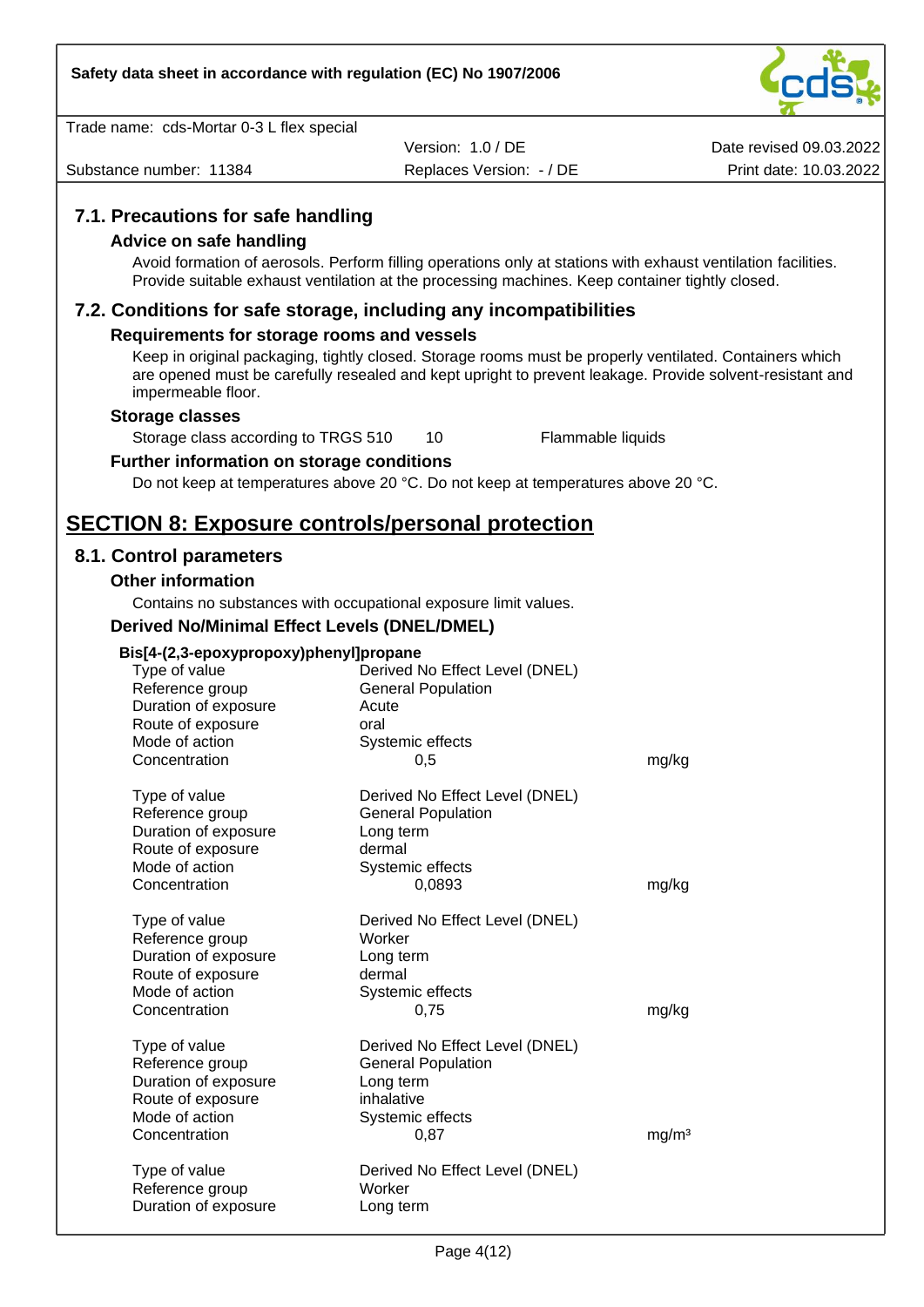### 7.1. Precautions for safe handling

#### Advice on safe handling

Avoid formation of aerosols. Perform filling operations only at stations with exhaust ventilation facilities. Provide suitable exhaust ventilation at the processing machines. Keep container tightly closed.

### 7.2. Conditions for safe storage, including any incompatibilities

#### Requirements for storage rooms and vessels

Keep in original packaging, tightly closed. Storage rooms must be properly ventilated. Containers which are opened must be carefully resealed and kept upright to prevent leakage. Provide solvent-resistant and impermeable floor.

#### Storage classes

| | | |
|---|---|---|
| Storage class according to TRGS 510 | 10 | Flammable liquids |

#### Further information on storage conditions

Do not keep at temperatures above 20 °C. Do not keep at temperatures above 20 °C.

## SECTION 8: Exposure controls/personal protection

### 8.1. Control parameters

#### Other information

Contains no substances with occupational exposure limit values.

#### Derived No/Minimal Effect Levels (DNEL/DMEL)

**Bis[4-(2,3-epoxypropoxy)phenyl]propane**

| | | |
|---|---|---|
| Type of value | Derived No Effect Level (DNEL) | |
| Reference group | General Population | |
| Duration of exposure | Acute | |
| Route of exposure | oral | |
| Mode of action | Systemic effects | |
| Concentration | 0,5 | mg/kg |

| | | |
|---|---|---|
| Type of value | Derived No Effect Level (DNEL) | |
| Reference group | General Population | |
| Duration of exposure | Long term | |
| Route of exposure | dermal | |
| Mode of action | Systemic effects | |
| Concentration | 0,0893 | mg/kg |

| | | |
|---|---|---|
| Type of value | Derived No Effect Level (DNEL) | |
| Reference group | Worker | |
| Duration of exposure | Long term | |
| Route of exposure | dermal | |
| Mode of action | Systemic effects | |
| Concentration | 0,75 | mg/kg |

| | | |
|---|---|---|
| Type of value | Derived No Effect Level (DNEL) | |
| Reference group | General Population | |
| Duration of exposure | Long term | |
| Route of exposure | inhalative | |
| Mode of action | Systemic effects | |
| Concentration | 0,87 | $mg/m^3$ |

| | |
|---|---|
| Type of value | Derived No Effect Level (DNEL) |
| Reference group | Worker |
| Duration of exposure | Long term |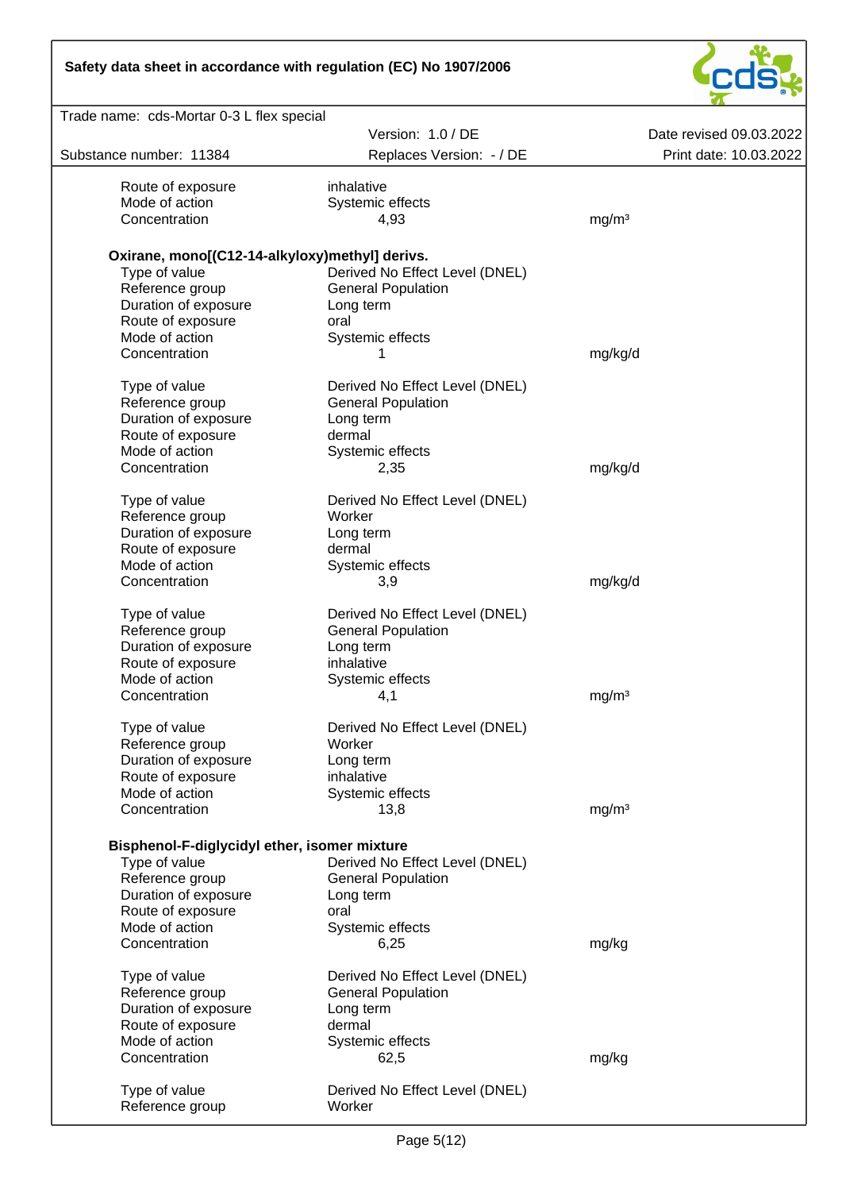| | | |
|---|---|---|
| Route of exposure | inhalative | |
| Mode of action | Systemic effects | |
| Concentration | 4,93 | mg/m³ |

**Oxirane, mono[(C12-14-alkyloxy)methyl] derivs.**

| | | |
|---|---|---|
| Type of value | Derived No Effect Level (DNEL) | |
| Reference group | General Population | |
| Duration of exposure | Long term | |
| Route of exposure | oral | |
| Mode of action | Systemic effects | |
| Concentration | 1 | mg/kg/d |

| | | |
|---|---|---|
| Type of value | Derived No Effect Level (DNEL) | |
| Reference group | General Population | |
| Duration of exposure | Long term | |
| Route of exposure | dermal | |
| Mode of action | Systemic effects | |
| Concentration | 2,35 | mg/kg/d |

| | | |
|---|---|---|
| Type of value | Derived No Effect Level (DNEL) | |
| Reference group | Worker | |
| Duration of exposure | Long term | |
| Route of exposure | dermal | |
| Mode of action | Systemic effects | |
| Concentration | 3,9 | mg/kg/d |

| | | |
|---|---|---|
| Type of value | Derived No Effect Level (DNEL) | |
| Reference group | General Population | |
| Duration of exposure | Long term | |
| Route of exposure | inhalative | |
| Mode of action | Systemic effects | |
| Concentration | 4,1 | mg/m³ |

| | | |
|---|---|---|
| Type of value | Derived No Effect Level (DNEL) | |
| Reference group | Worker | |
| Duration of exposure | Long term | |
| Route of exposure | inhalative | |
| Mode of action | Systemic effects | |
| Concentration | 13,8 | mg/m³ |

**Bisphenol-F-diglycidyl ether, isomer mixture**

| | | |
|---|---|---|
| Type of value | Derived No Effect Level (DNEL) | |
| Reference group | General Population | |
| Duration of exposure | Long term | |
| Route of exposure | oral | |
| Mode of action | Systemic effects | |
| Concentration | 6,25 | mg/kg |

| | | |
|---|---|---|
| Type of value | Derived No Effect Level (DNEL) | |
| Reference group | General Population | |
| Duration of exposure | Long term | |
| Route of exposure | dermal | |
| Mode of action | Systemic effects | |
| Concentration | 62,5 | mg/kg |

| | |
|---|---|
| Type of value | Derived No Effect Level (DNEL) |
| Reference group | Worker |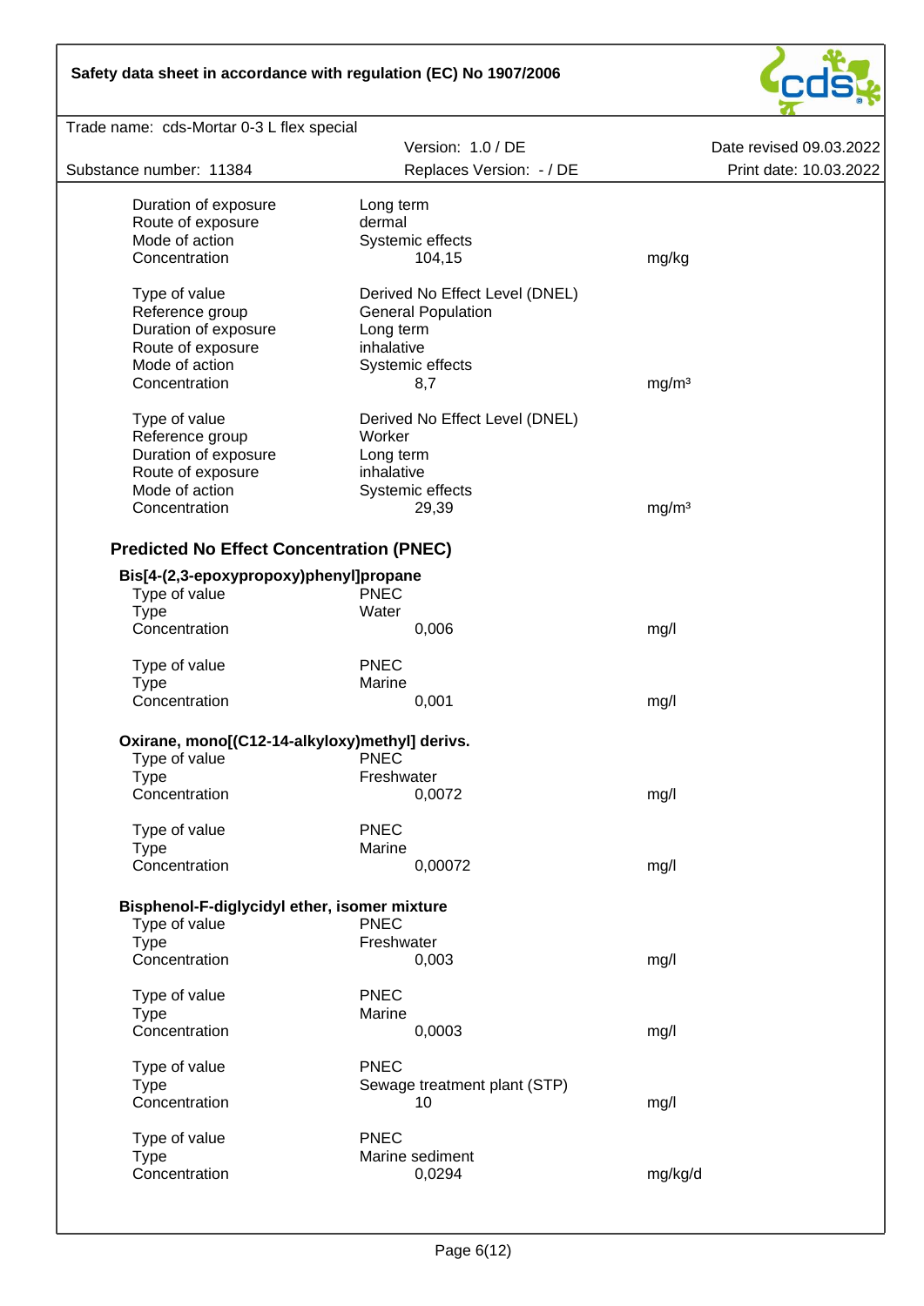| | | |
|---|---|---|
| Duration of exposure | Long term | |
| Route of exposure | dermal | |
| Mode of action | Systemic effects | |
| Concentration | 104,15 | mg/kg |

| | | |
|---|---|---|
| Type of value | Derived No Effect Level (DNEL) | |
| Reference group | General Population | |
| Duration of exposure | Long term | |
| Route of exposure | inhalative | |
| Mode of action | Systemic effects | |
| Concentration | 8,7 | mg/m³ |

| | | |
|---|---|---|
| Type of value | Derived No Effect Level (DNEL) | |
| Reference group | Worker | |
| Duration of exposure | Long term | |
| Route of exposure | inhalative | |
| Mode of action | Systemic effects | |
| Concentration | 29,39 | mg/m³ |

### Predicted No Effect Concentration (PNEC)

**Bis[4-(2,3-epoxypropoxy)phenyl]propane**

| | | |
|---|---|---|
| Type of value | PNEC | |
| Type | Water | |
| Concentration | 0,006 | mg/l |

| | | |
|---|---|---|
| Type of value | PNEC | |
| Type | Marine | |
| Concentration | 0,001 | mg/l |

**Oxirane, mono[(C12-14-alkyloxy)methyl] derivs.**

| | | |
|---|---|---|
| Type of value | PNEC | |
| Type | Freshwater | |
| Concentration | 0,0072 | mg/l |

| | | |
|---|---|---|
| Type of value | PNEC | |
| Type | Marine | |
| Concentration | 0,00072 | mg/l |

**Bisphenol-F-diglycidyl ether, isomer mixture**

| | | |
|---|---|---|
| Type of value | PNEC | |
| Type | Freshwater | |
| Concentration | 0,003 | mg/l |

| | | |
|---|---|---|
| Type of value | PNEC | |
| Type | Marine | |
| Concentration | 0,0003 | mg/l |

| | | |
|---|---|---|
| Type of value | PNEC | |
| Type | Sewage treatment plant (STP) | |
| Concentration | 10 | mg/l |

| | | |
|---|---|---|
| Type of value | PNEC | |
| Type | Marine sediment | |
| Concentration | 0,0294 | mg/kg/d |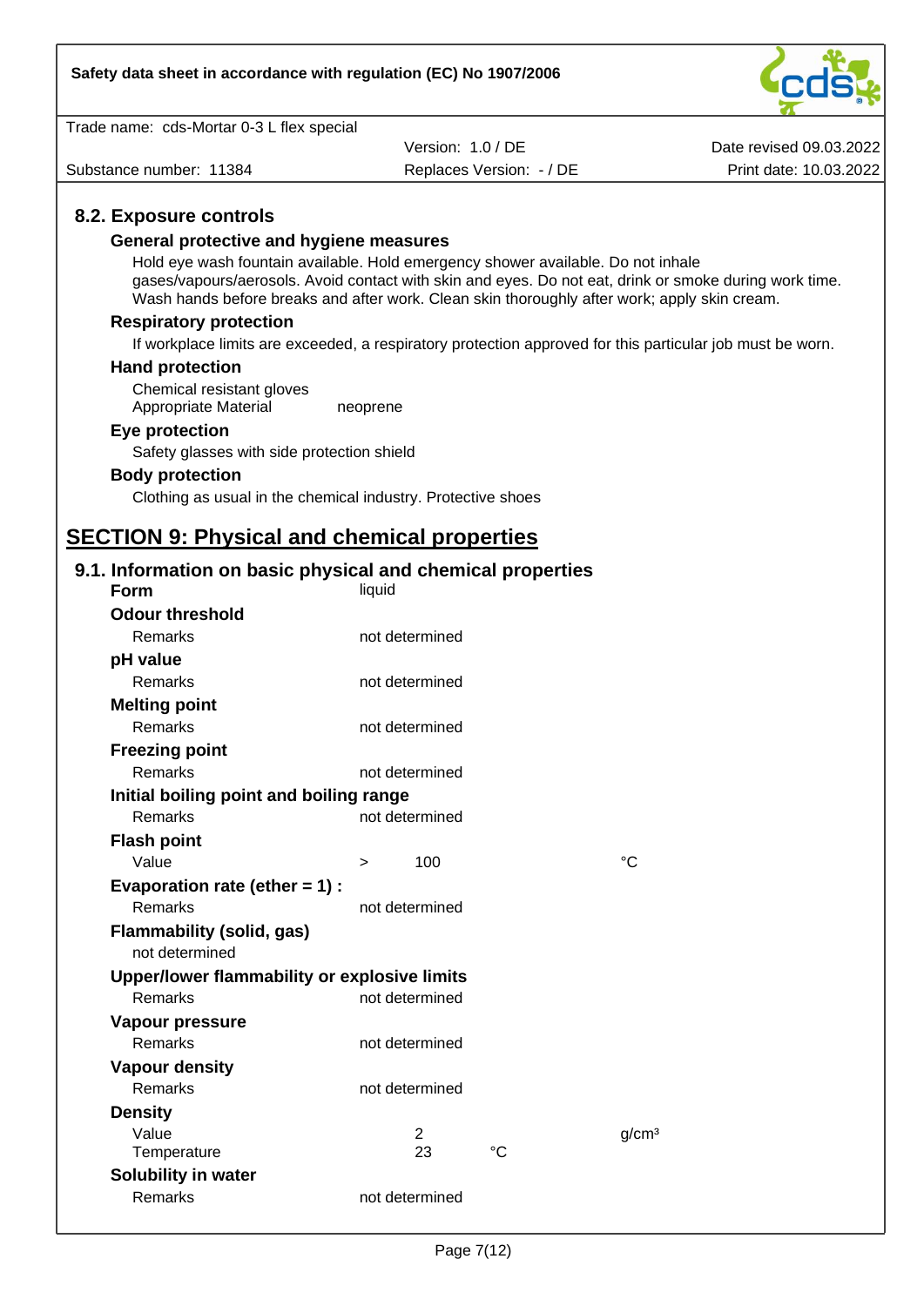### 8.2. Exposure controls

#### General protective and hygiene measures

Hold eye wash fountain available. Hold emergency shower available. Do not inhale gases/vapours/aerosols. Avoid contact with skin and eyes. Do not eat, drink or smoke during work time. Wash hands before breaks and after work. Clean skin thoroughly after work; apply skin cream.

#### Respiratory protection

If workplace limits are exceeded, a respiratory protection approved for this particular job must be worn.

#### Hand protection

Chemical resistant gloves
Appropriate Material    neoprene

#### Eye protection

Safety glasses with side protection shield

#### Body protection

Clothing as usual in the chemical industry. Protective shoes

## SECTION 9: Physical and chemical properties

### 9.1. Information on basic physical and chemical properties

| | | | | |
|---|---|---|---|---|
| **Form** | liquid | | | |
| **Odour threshold** | | | | |
| Remarks | not determined | | | |
| **pH value** | | | | |
| Remarks | not determined | | | |
| **Melting point** | | | | |
| Remarks | not determined | | | |
| **Freezing point** | | | | |
| Remarks | not determined | | | |
| **Initial boiling point and boiling range** | | | | |
| Remarks | not determined | | | |
| **Flash point** | | | | |
| Value | > | 100 | | °C |
| **Evaporation rate (ether = 1) :** | | | | |
| Remarks | not determined | | | |
| **Flammability (solid, gas)** | | | | |
| not determined | | | | |
| **Upper/lower flammability or explosive limits** | | | | |
| Remarks | not determined | | | |
| **Vapour pressure** | | | | |
| Remarks | not determined | | | |
| **Vapour density** | | | | |
| Remarks | not determined | | | |
| **Density** | | | | |
| Value | | 2 | | g/cm³ |
| Temperature | | 23 | °C | |
| **Solubility in water** | | | | |
| Remarks | not determined | | | |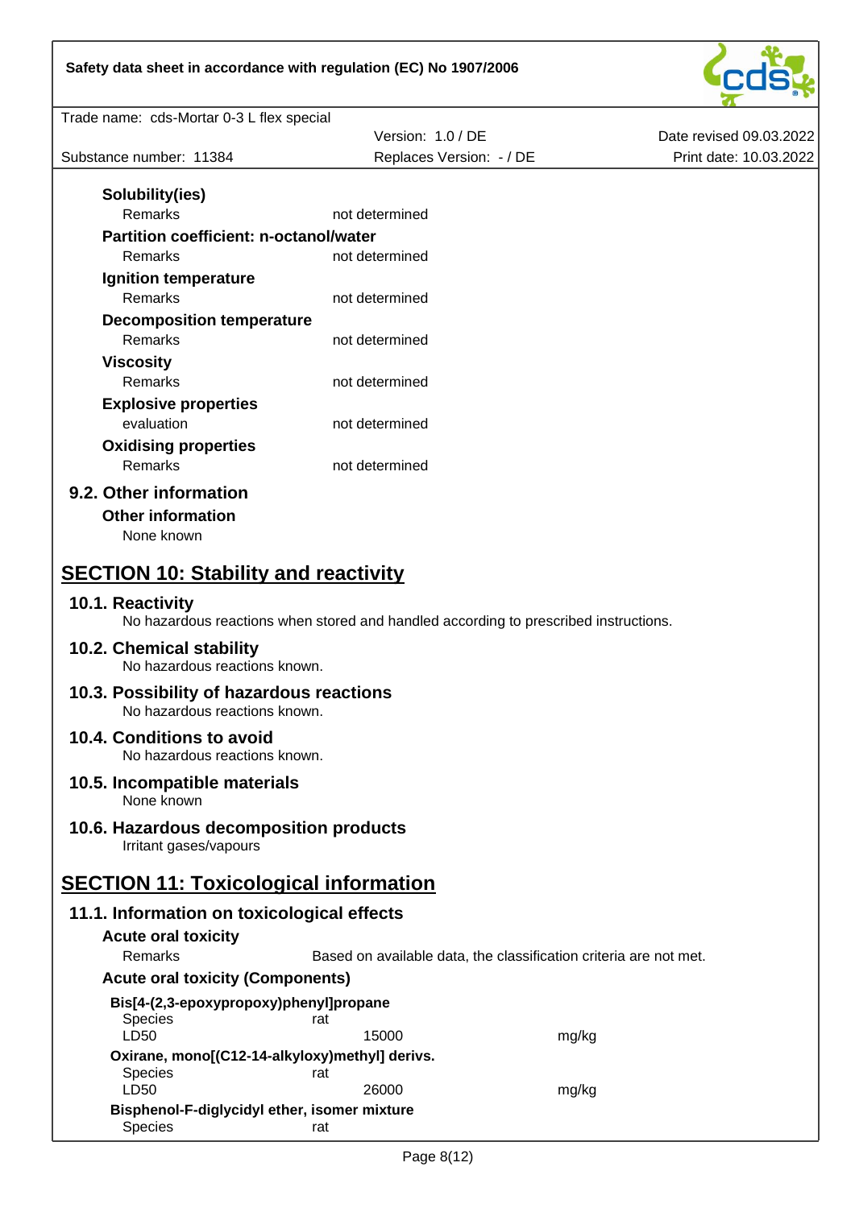**Solubility(ies)**

| | |
|---|---|
| Remarks | not determined |

**Partition coefficient: n-octanol/water**

| | |
|---|---|
| Remarks | not determined |

**Ignition temperature**

| | |
|---|---|
| Remarks | not determined |

**Decomposition temperature**

| | |
|---|---|
| Remarks | not determined |

**Viscosity**

| | |
|---|---|
| Remarks | not determined |

**Explosive properties**

| | |
|---|---|
| evaluation | not determined |

**Oxidising properties**

| | |
|---|---|
| Remarks | not determined |

### 9.2. Other information

**Other information**

None known

## SECTION 10: Stability and reactivity

### 10.1. Reactivity

No hazardous reactions when stored and handled according to prescribed instructions.

### 10.2. Chemical stability

No hazardous reactions known.

### 10.3. Possibility of hazardous reactions

No hazardous reactions known.

### 10.4. Conditions to avoid

No hazardous reactions known.

### 10.5. Incompatible materials

None known

### 10.6. Hazardous decomposition products

Irritant gases/vapours

## SECTION 11: Toxicological information

### 11.1. Information on toxicological effects

**Acute oral toxicity**

| | |
|---|---|
| Remarks | Based on available data, the classification criteria are not met. |

**Acute oral toxicity (Components)**

**Bis[4-(2,3-epoxypropoxy)phenyl]propane**

| | | |
|---|---|---|
| Species | rat | |
| LD50 | 15000 | mg/kg |

**Oxirane, mono[(C12-14-alkyloxy)methyl] derivs.**

| | | |
|---|---|---|
| Species | rat | |
| LD50 | 26000 | mg/kg |

**Bisphenol-F-diglycidyl ether, isomer mixture**

| | |
|---|---|
| Species | rat |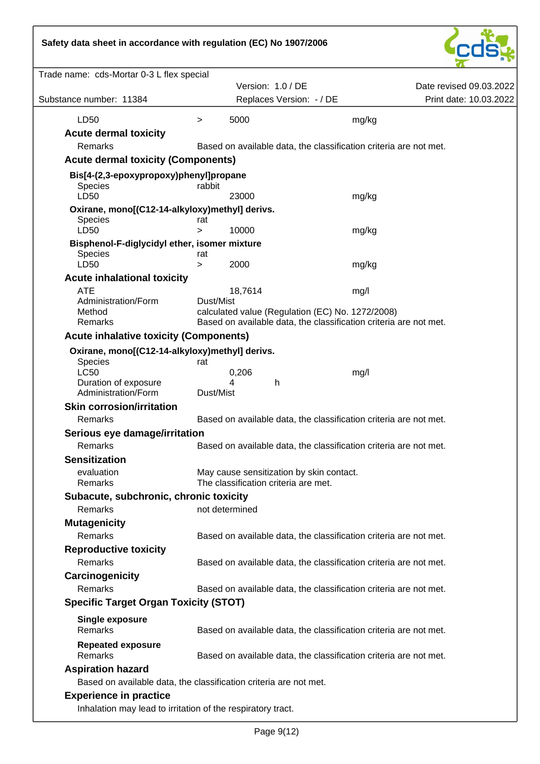| | | | |
|---|---|---|---|
| LD50 | > | 5000 | mg/kg |

### Acute dermal toxicity

| | |
|---|---|
| Remarks | Based on available data, the classification criteria are not met. |

### Acute dermal toxicity (Components)

**Bis[4-(2,3-epoxypropoxy)phenyl]propane**

| | | | |
|---|---|---|---|
| Species | rabbit | | |
| LD50 | | 23000 | mg/kg |

**Oxirane, mono[(C12-14-alkyloxy)methyl] derivs.**

| | | | |
|---|---|---|---|
| Species | rat | | |
| LD50 | > | 10000 | mg/kg |

**Bisphenol-F-diglycidyl ether, isomer mixture**

| | | | |
|---|---|---|---|
| Species | rat | | |
| LD50 | > | 2000 | mg/kg |

### Acute inhalational toxicity

| | | |
|---|---|---|
| ATE | 18,7614 | mg/l |
| Administration/Form | Dust/Mist | |
| Method | calculated value (Regulation (EC) No. 1272/2008) | |
| Remarks | Based on available data, the classification criteria are not met. | |

### Acute inhalative toxicity (Components)

**Oxirane, mono[(C12-14-alkyloxy)methyl] derivs.**

| | | |
|---|---|---|
| Species | rat | |
| LC50 | 0,206 | mg/l |
| Duration of exposure | 4 h | |
| Administration/Form | Dust/Mist | |

### Skin corrosion/irritation

| | |
|---|---|
| Remarks | Based on available data, the classification criteria are not met. |

### Serious eye damage/irritation

| | |
|---|---|
| Remarks | Based on available data, the classification criteria are not met. |

### Sensitization

| | |
|---|---|
| evaluation | May cause sensitization by skin contact. |
| Remarks | The classification criteria are met. |

### Subacute, subchronic, chronic toxicity

| | |
|---|---|
| Remarks | not determined |

### Mutagenicity

| | |
|---|---|
| Remarks | Based on available data, the classification criteria are not met. |

### Reproductive toxicity

| | |
|---|---|
| Remarks | Based on available data, the classification criteria are not met. |

### Carcinogenicity

| | |
|---|---|
| Remarks | Based on available data, the classification criteria are not met. |

### Specific Target Organ Toxicity (STOT)

**Single exposure**

| | |
|---|---|
| Remarks | Based on available data, the classification criteria are not met. |

**Repeated exposure**

| | |
|---|---|
| Remarks | Based on available data, the classification criteria are not met. |

### Aspiration hazard

Based on available data, the classification criteria are not met.

### Experience in practice

Inhalation may lead to irritation of the respiratory tract.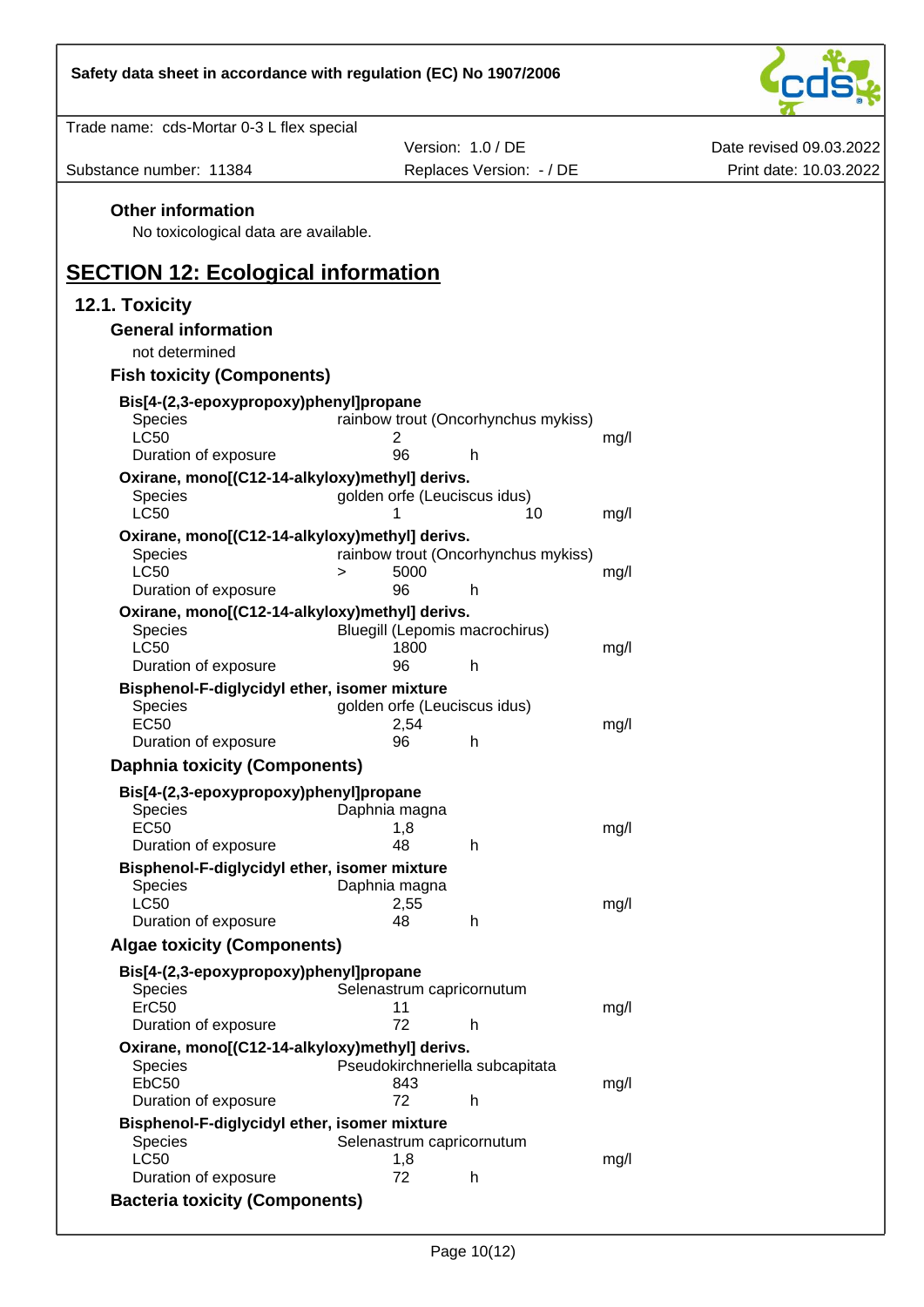### Other information

No toxicological data are available.

## SECTION 12: Ecological information

### 12.1. Toxicity

#### General information

not determined

#### Fish toxicity (Components)

**Bis[4-(2,3-epoxypropoxy)phenyl]propane**

| | | | |
|---|---|---|---|
| Species | rainbow trout (Oncorhynchus mykiss) | | |
| LC50 | 2 | | mg/l |
| Duration of exposure | 96 | h | |

**Oxirane, mono[(C12-14-alkyloxy)methyl] derivs.**

| | | | |
|---|---|---|---|
| Species | golden orfe (Leuciscus idus) | | |
| LC50 | 1 | 10 | mg/l |

**Oxirane, mono[(C12-14-alkyloxy)methyl] derivs.**

| | | | |
|---|---|---|---|
| Species | rainbow trout (Oncorhynchus mykiss) | | |
| LC50 | > 5000 | | mg/l |
| Duration of exposure | 96 | h | |

**Oxirane, mono[(C12-14-alkyloxy)methyl] derivs.**

| | | | |
|---|---|---|---|
| Species | Bluegill (Lepomis macrochirus) | | |
| LC50 | 1800 | | mg/l |
| Duration of exposure | 96 | h | |

**Bisphenol-F-diglycidyl ether, isomer mixture**

| | | | |
|---|---|---|---|
| Species | golden orfe (Leuciscus idus) | | |
| EC50 | 2,54 | | mg/l |
| Duration of exposure | 96 | h | |

#### Daphnia toxicity (Components)

**Bis[4-(2,3-epoxypropoxy)phenyl]propane**

| | | | |
|---|---|---|---|
| Species | Daphnia magna | | |
| EC50 | 1,8 | | mg/l |
| Duration of exposure | 48 | h | |

**Bisphenol-F-diglycidyl ether, isomer mixture**

| | | | |
|---|---|---|---|
| Species | Daphnia magna | | |
| LC50 | 2,55 | | mg/l |
| Duration of exposure | 48 | h | |

#### Algae toxicity (Components)

**Bis[4-(2,3-epoxypropoxy)phenyl]propane**

| | | | |
|---|---|---|---|
| Species | Selenastrum capricornutum | | |
| ErC50 | 11 | | mg/l |
| Duration of exposure | 72 | h | |

**Oxirane, mono[(C12-14-alkyloxy)methyl] derivs.**

| | | | |
|---|---|---|---|
| Species | Pseudokirchneriella subcapitata | | |
| EbC50 | 843 | | mg/l |
| Duration of exposure | 72 | h | |

**Bisphenol-F-diglycidyl ether, isomer mixture**

| | | | |
|---|---|---|---|
| Species | Selenastrum capricornutum | | |
| LC50 | 1,8 | | mg/l |
| Duration of exposure | 72 | h | |

#### Bacteria toxicity (Components)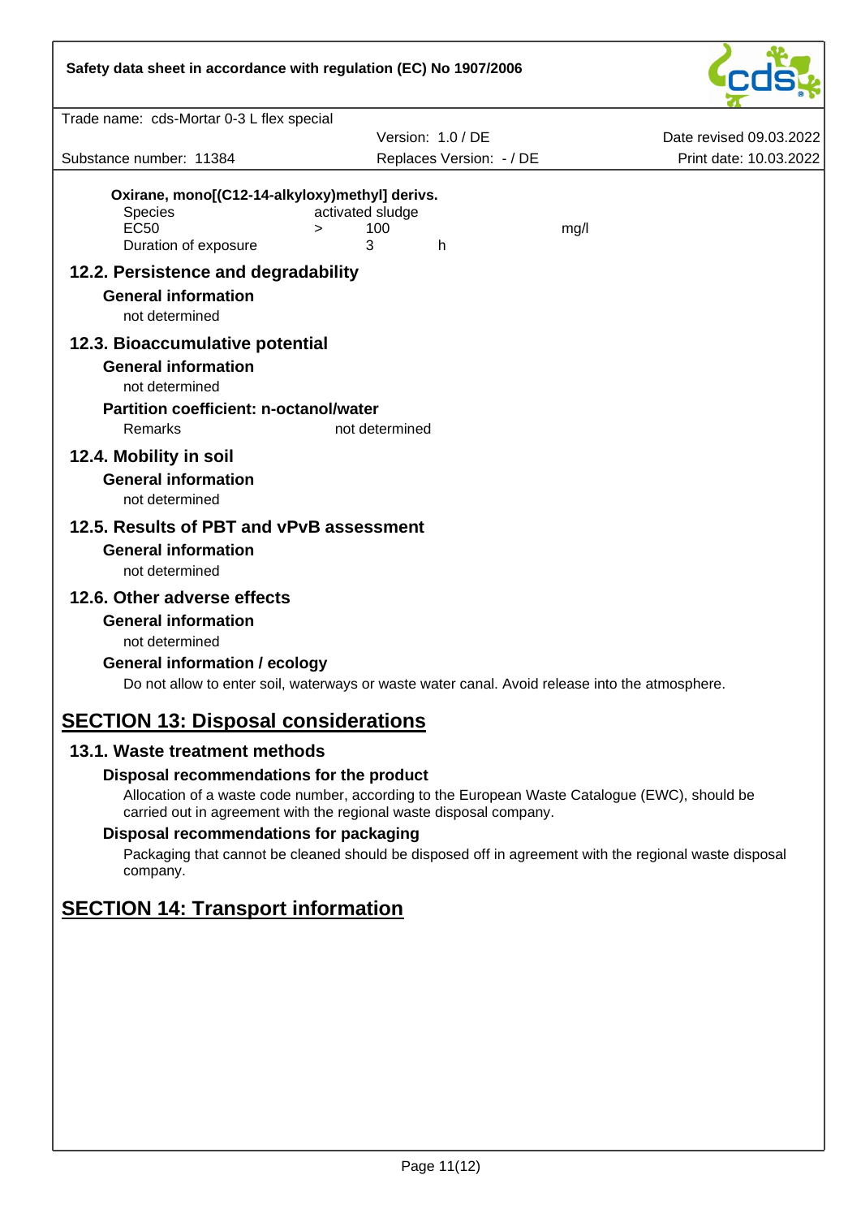**Oxirane, mono[(C12-14-alkyloxy)methyl] derivs.**

| | | | | |
|---|---|---|---|---|
| Species | | activated sludge | | |
| EC50 | > | 100 | | mg/l |
| Duration of exposure | | 3 | h | |

## 12.2. Persistence and degradability

**General information**

not determined

## 12.3. Bioaccumulative potential

**General information**

not determined

**Partition coefficient: n-octanol/water**

Remarks not determined

## 12.4. Mobility in soil

**General information**

not determined

## 12.5. Results of PBT and vPvB assessment

**General information**

not determined

## 12.6. Other adverse effects

**General information**

not determined

**General information / ecology**

Do not allow to enter soil, waterways or waste water canal. Avoid release into the atmosphere.

# SECTION 13: Disposal considerations

## 13.1. Waste treatment methods

**Disposal recommendations for the product**

Allocation of a waste code number, according to the European Waste Catalogue (EWC), should be carried out in agreement with the regional waste disposal company.

**Disposal recommendations for packaging**

Packaging that cannot be cleaned should be disposed off in agreement with the regional waste disposal company.

# SECTION 14: Transport information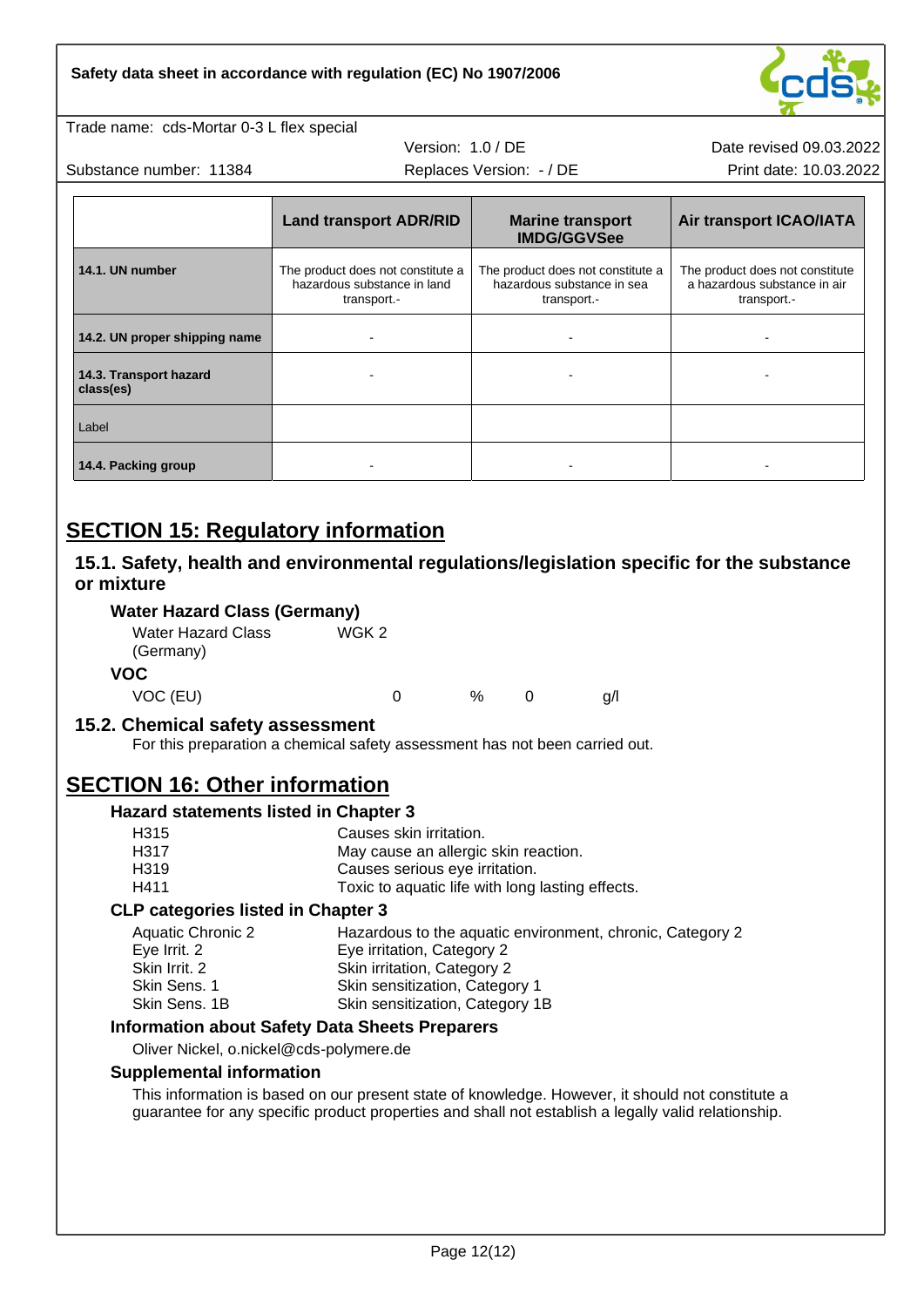| | Land transport ADR/RID | Marine transport IMDG/GGVSee | Air transport ICAO/IATA |
|---|---|---|---|
| **14.1. UN number** | The product does not constitute a hazardous substance in land transport.- | The product does not constitute a hazardous substance in sea transport.- | The product does not constitute a hazardous substance in air transport.- |
| **14.2. UN proper shipping name** | - | - | - |
| **14.3. Transport hazard class(es)** | - | - | - |
| Label | | | |
| **14.4. Packing group** | - | - | - |

# SECTION 15: Regulatory information

## 15.1. Safety, health and environmental regulations/legislation specific for the substance or mixture

### Water Hazard Class (Germany)

| | |
|---|---|
| Water Hazard Class (Germany) | WGK 2 |

### VOC

| | | | | |
|---|---|---|---|---|
| VOC (EU) | 0 | % | 0 | g/l |

## 15.2. Chemical safety assessment

For this preparation a chemical safety assessment has not been carried out.

# SECTION 16: Other information

### Hazard statements listed in Chapter 3

| | |
|---|---|
| H315 | Causes skin irritation. |
| H317 | May cause an allergic skin reaction. |
| H319 | Causes serious eye irritation. |
| H411 | Toxic to aquatic life with long lasting effects. |

### CLP categories listed in Chapter 3

| | |
|---|---|
| Aquatic Chronic 2 | Hazardous to the aquatic environment, chronic, Category 2 |
| Eye Irrit. 2 | Eye irritation, Category 2 |
| Skin Irrit. 2 | Skin irritation, Category 2 |
| Skin Sens. 1 | Skin sensitization, Category 1 |
| Skin Sens. 1B | Skin sensitization, Category 1B |

### Information about Safety Data Sheets Preparers

Oliver Nickel, o.nickel@cds-polymere.de

### Supplemental information

This information is based on our present state of knowledge. However, it should not constitute a guarantee for any specific product properties and shall not establish a legally valid relationship.